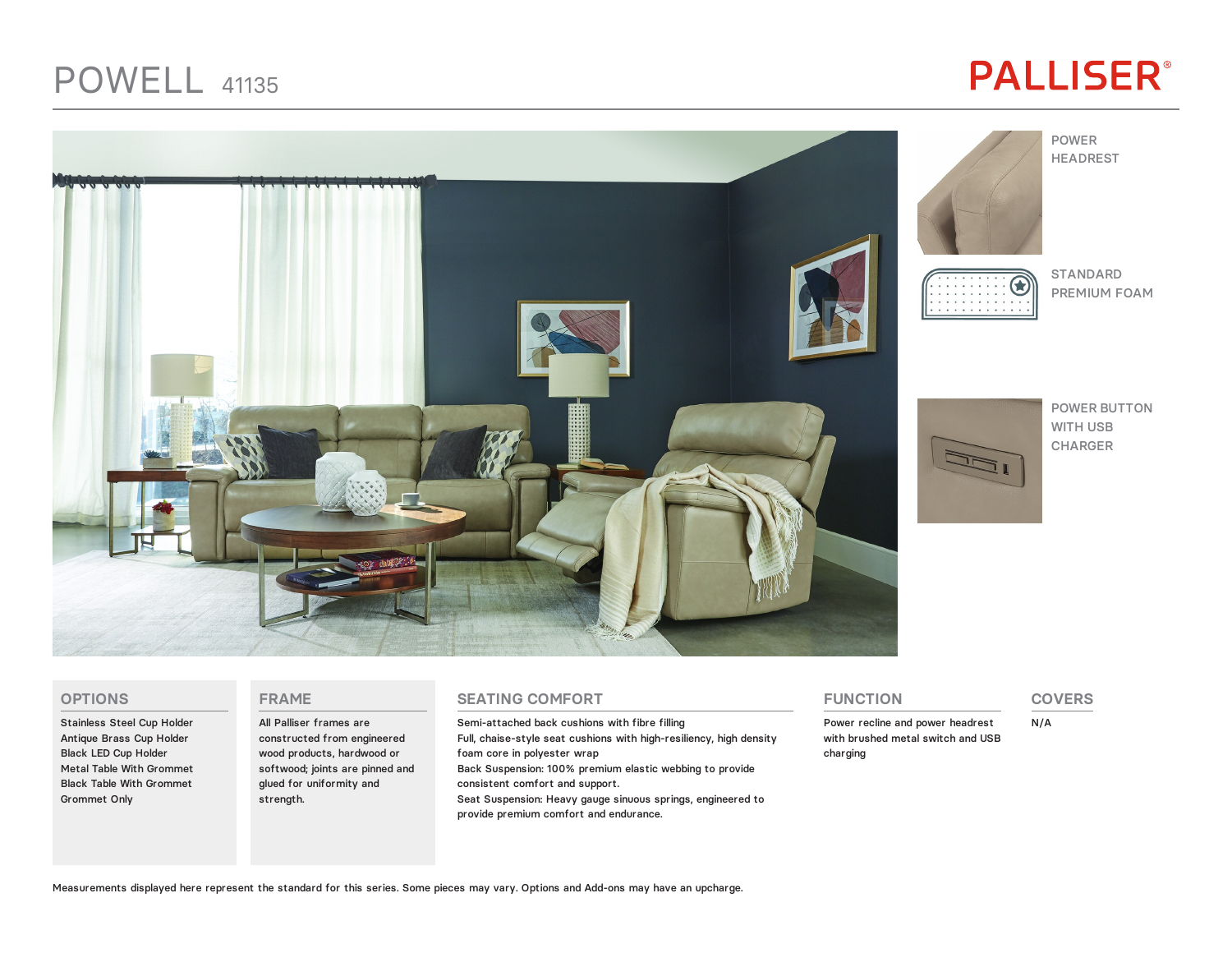# POWELL 41135

PALLISER®

POWER HEADREST

STANDARD PREMIUM FOAM

POWER BUTTON WITH USB CHARGER

## OPTIONS

Stainless Steel Cup Holder
Antique Brass Cup Holder
Black LED Cup Holder
Metal Table With Grommet
Black Table With Grommet
Grommet Only

## FRAME

All Palliser frames are constructed from engineered wood products, hardwood or softwood; joints are pinned and glued for uniformity and strength.

## SEATING COMFORT

Semi-attached back cushions with fibre filling
Full, chaise-style seat cushions with high-resiliency, high density foam core in polyester wrap
Back Suspension: 100% premium elastic webbing to provide consistent comfort and support.
Seat Suspension: Heavy gauge sinuous springs, engineered to provide premium comfort and endurance.

## FUNCTION

Power recline and power headrest with brushed metal switch and USB charging

## COVERS

N/A

Measurements displayed here represent the standard for this series. Some pieces may vary. Options and Add-ons may have an upcharge.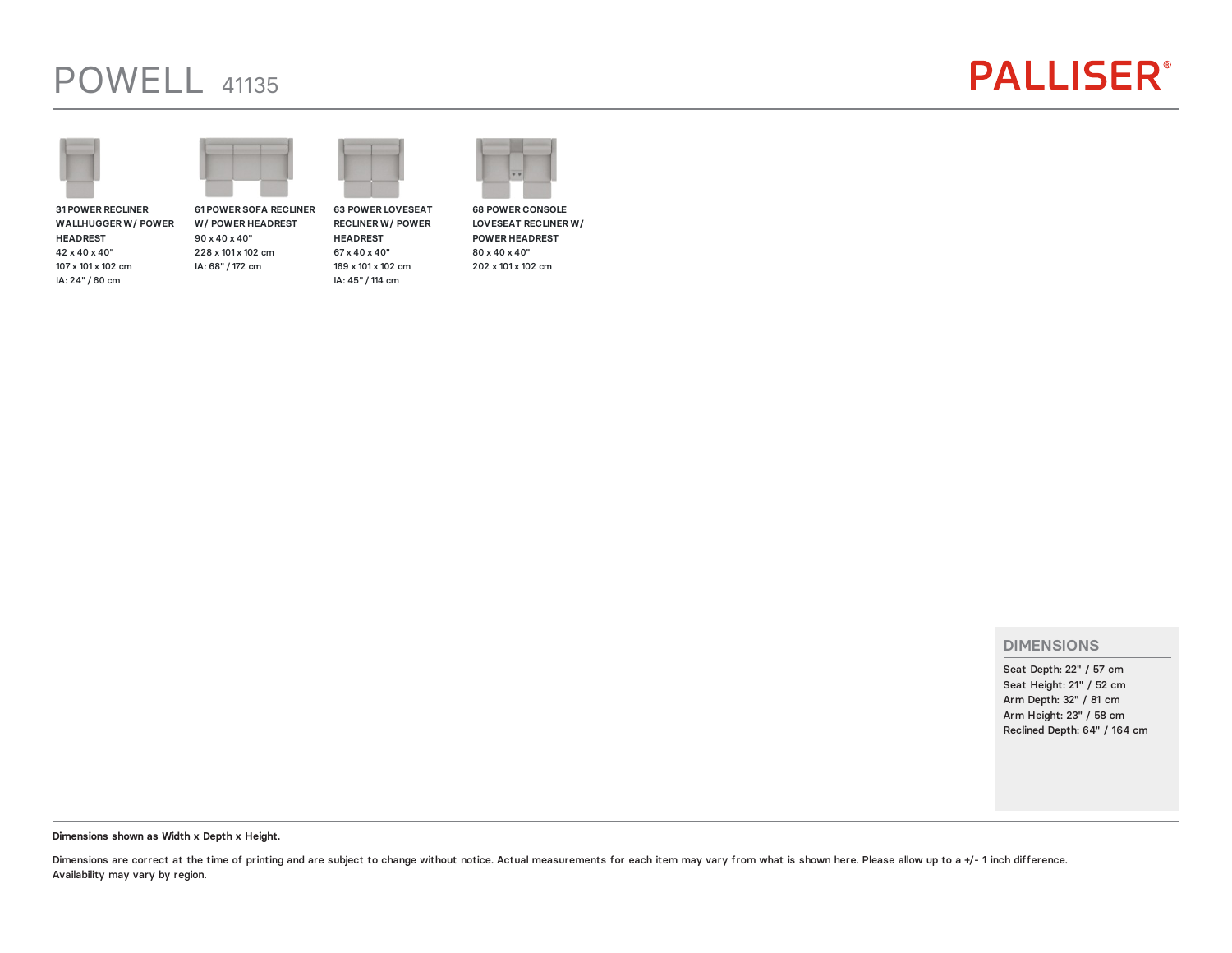# POWELL 41135

PALLISER®

**31 POWER RECLINER WALLHUGGER W/ POWER HEADREST**
42 x 40 x 40"
107 x 101 x 102 cm
IA: 24" / 60 cm

**61 POWER SOFA RECLINER W/ POWER HEADREST**
90 x 40 x 40"
228 x 101 x 102 cm
IA: 68" / 172 cm

**63 POWER LOVESEAT RECLINER W/ POWER HEADREST**
67 x 40 x 40"
169 x 101 x 102 cm
IA: 45" / 114 cm

**68 POWER CONSOLE LOVESEAT RECLINER W/ POWER HEADREST**
80 x 40 x 40"
202 x 101 x 102 cm

## DIMENSIONS

Seat Depth: 22" / 57 cm
Seat Height: 21" / 52 cm
Arm Depth: 32" / 81 cm
Arm Height: 23" / 58 cm
Reclined Depth: 64" / 164 cm

**Dimensions shown as Width x Depth x Height.**

Dimensions are correct at the time of printing and are subject to change without notice. Actual measurements for each item may vary from what is shown here. Please allow up to a +/- 1 inch difference. Availability may vary by region.